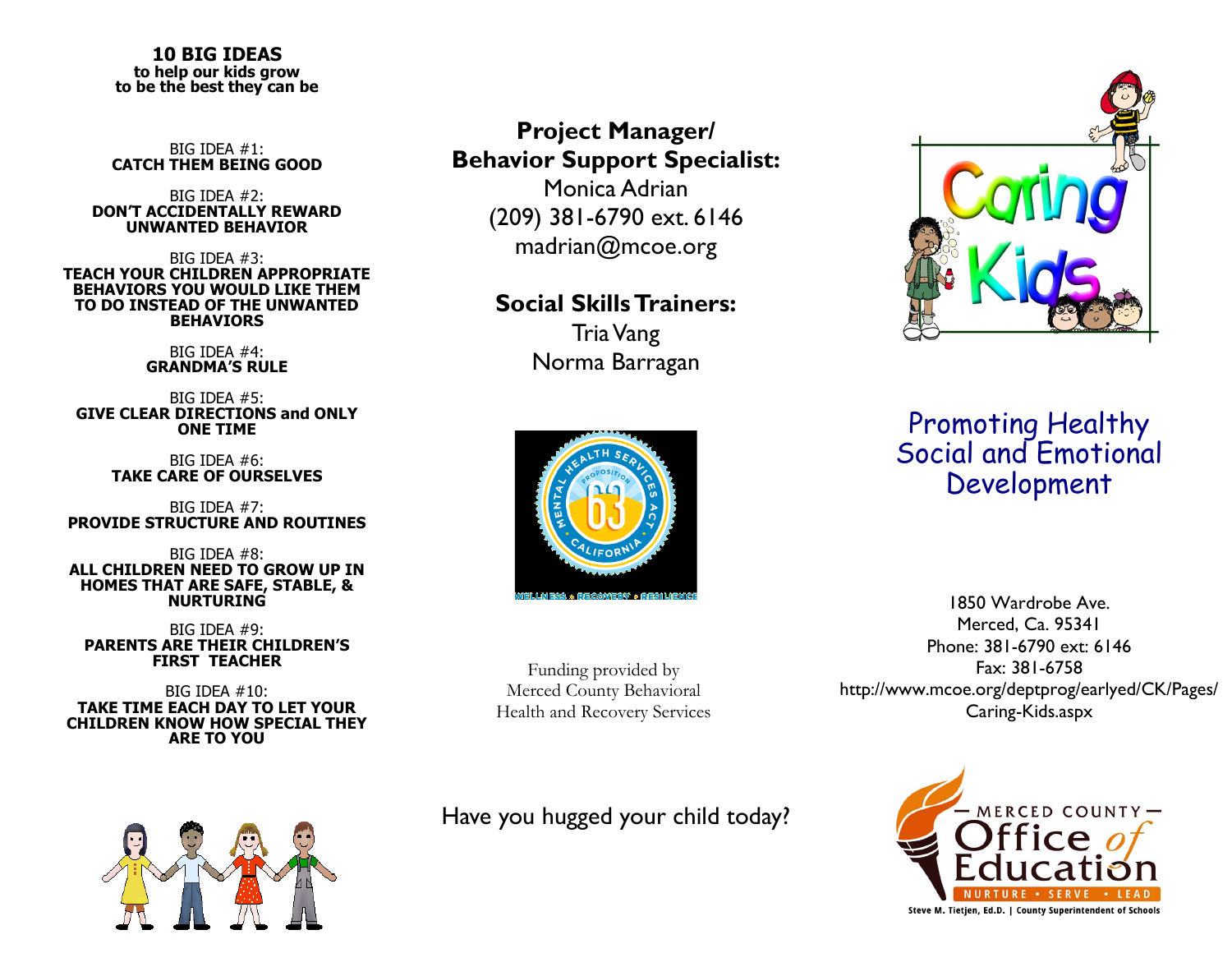# 10 BIG IDEAS
**to help our kids grow to be the best they can be**

BIG IDEA #1:
**CATCH THEM BEING GOOD**

BIG IDEA #2:
**DON'T ACCIDENTALLY REWARD UNWANTED BEHAVIOR**

BIG IDEA #3:
**TEACH YOUR CHILDREN APPROPRIATE BEHAVIORS YOU WOULD LIKE THEM TO DO INSTEAD OF THE UNWANTED BEHAVIORS**

BIG IDEA #4:
**GRANDMA'S RULE**

BIG IDEA #5:
**GIVE CLEAR DIRECTIONS and ONLY ONE TIME**

BIG IDEA #6:
**TAKE CARE OF OURSELVES**

BIG IDEA #7:
**PROVIDE STRUCTURE AND ROUTINES**

BIG IDEA #8:
**ALL CHILDREN NEED TO GROW UP IN HOMES THAT ARE SAFE, STABLE, & NURTURING**

BIG IDEA #9:
**PARENTS ARE THEIR CHILDREN'S FIRST TEACHER**

BIG IDEA #10:
**TAKE TIME EACH DAY TO LET YOUR CHILDREN KNOW HOW SPECIAL THEY ARE TO YOU**

## Project Manager/ Behavior Support Specialist:

Monica Adrian
(209) 381-6790 ext. 6146
madrian@mcoe.org

## Social Skills Trainers:

Tria Vang
Norma Barragan

MENTAL HEALTH SERVICES ACT
PROPOSITION 63
CALIFORNIA
WELLNESS • RECOVERY • RESILIENCE

Funding provided by
Merced County Behavioral
Health and Recovery Services

Have you hugged your child today?

# Caring Kids

## Promoting Healthy Social and Emotional Development

1850 Wardrobe Ave.
Merced, Ca. 95341
Phone: 381-6790 ext: 6146
Fax: 381-6758
http://www.mcoe.org/deptprog/earlyed/CK/Pages/Caring-Kids.aspx

MERCED COUNTY Office of Education
NURTURE • SERVE • LEAD
Steve M. Tietjen, Ed.D. | County Superintendent of Schools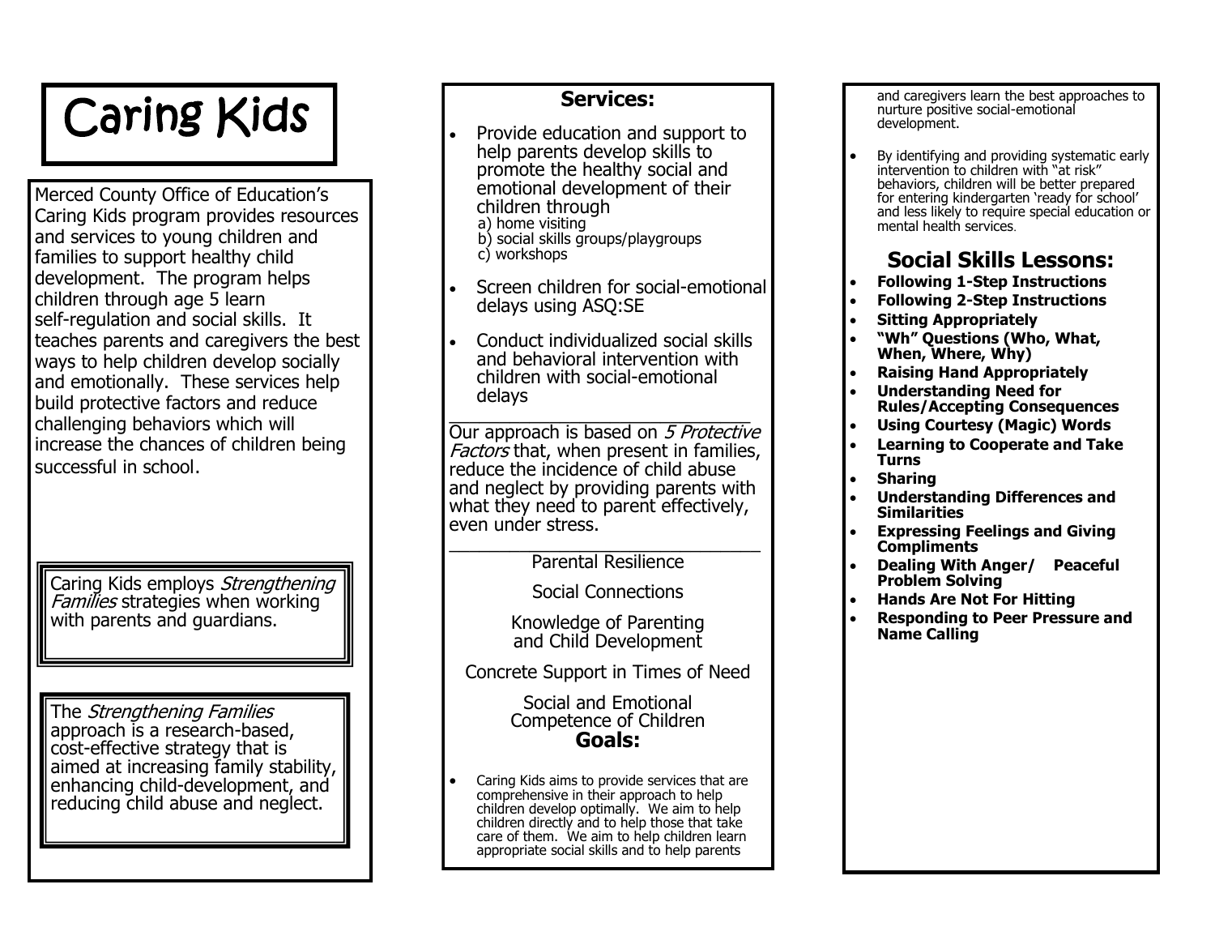# Caring Kids

Merced County Office of Education's Caring Kids program provides resources and services to young children and families to support healthy child development. The program helps children through age 5 learn self-regulation and social skills. It teaches parents and caregivers the best ways to help children develop socially and emotionally. These services help build protective factors and reduce challenging behaviors which will increase the chances of children being successful in school.

Caring Kids employs *Strengthening Families* strategies when working with parents and guardians.

The *Strengthening Families* approach is a research-based, cost-effective strategy that is aimed at increasing family stability, enhancing child-development, and reducing child abuse and neglect.

## Services:

- Provide education and support to help parents develop skills to promote the healthy social and emotional development of their children through
  a) home visiting
  b) social skills groups/playgroups
  c) workshops
- Screen children for social-emotional delays using ASQ:SE
- Conduct individualized social skills and behavioral intervention with children with social-emotional delays

Our approach is based on *5 Protective Factors* that, when present in families, reduce the incidence of child abuse and neglect by providing parents with what they need to parent effectively, even under stress.

Parental Resilience

Social Connections

Knowledge of Parenting and Child Development

Concrete Support in Times of Need

Social and Emotional Competence of Children

## Goals:

- Caring Kids aims to provide services that are comprehensive in their approach to help children develop optimally. We aim to help children directly and to help those that take care of them. We aim to help children learn appropriate social skills and to help parents and caregivers learn the best approaches to nurture positive social-emotional development.
- By identifying and providing systematic early intervention to children with "at risk" behaviors, children will be better prepared for entering kindergarten 'ready for school' and less likely to require special education or mental health services.

## Social Skills Lessons:

- **Following 1-Step Instructions**
- **Following 2-Step Instructions**
- **Sitting Appropriately**
- **"Wh" Questions (Who, What, When, Where, Why)**
- **Raising Hand Appropriately**
- **Understanding Need for Rules/Accepting Consequences**
- **Using Courtesy (Magic) Words**
- **Learning to Cooperate and Take Turns**
- **Sharing**
- **Understanding Differences and Similarities**
- **Expressing Feelings and Giving Compliments**
- **Dealing With Anger/ Peaceful Problem Solving**
- **Hands Are Not For Hitting**
- **Responding to Peer Pressure and Name Calling**